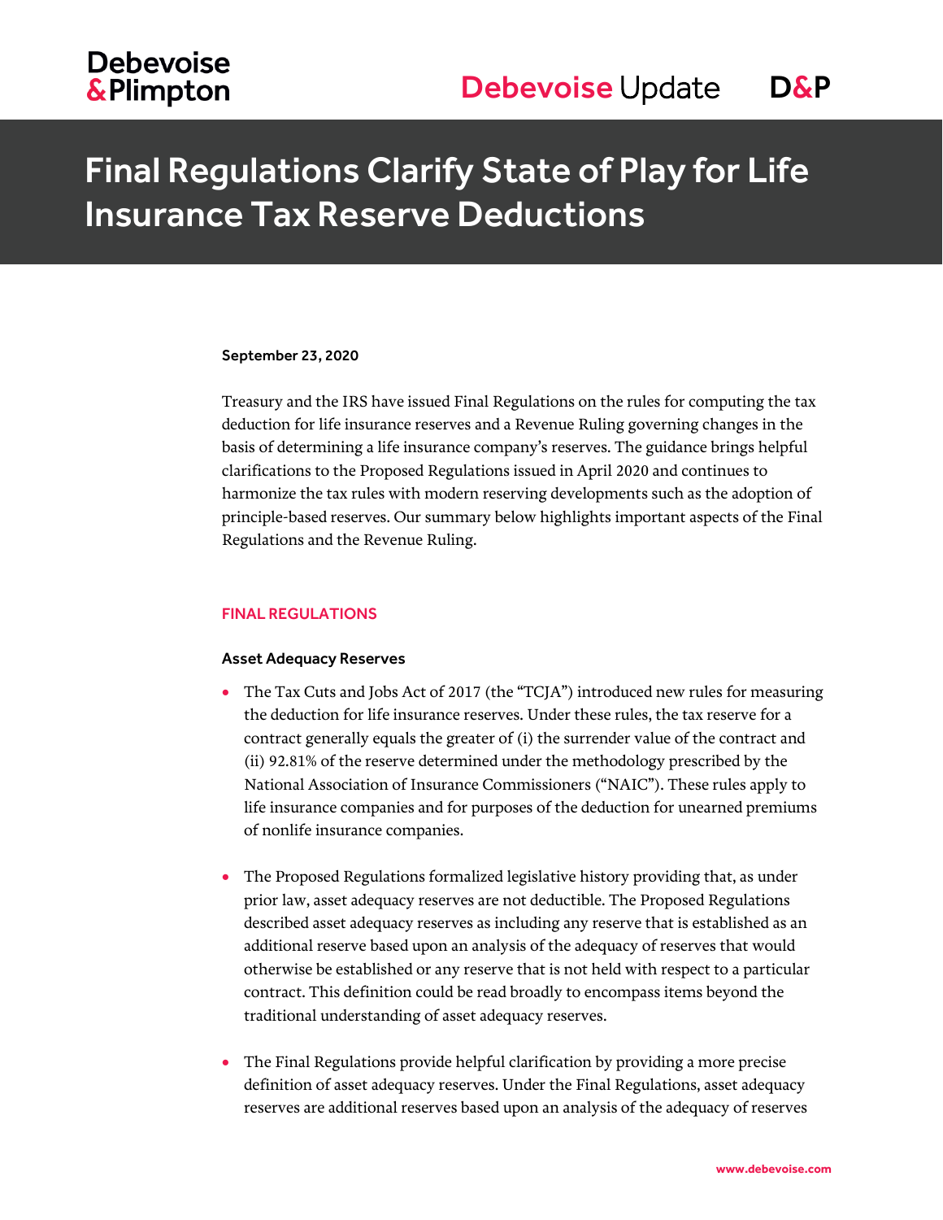# Final Regulations Clarify State of Play for Life Insurance Tax Reserve Deductions

**September 23, 2020**

Treasury and the IRS have issued Final Regulations on the rules for computing the tax deduction for life insurance reserves and a Revenue Ruling governing changes in the basis of determining a life insurance company's reserves. The guidance brings helpful clarifications to the Proposed Regulations issued in April 2020 and continues to harmonize the tax rules with modern reserving developments such as the adoption of principle-based reserves. Our summary below highlights important aspects of the Final Regulations and the Revenue Ruling.

## FINAL REGULATIONS

### Asset Adequacy Reserves

- The Tax Cuts and Jobs Act of 2017 (the "TCJA") introduced new rules for measuring the deduction for life insurance reserves. Under these rules, the tax reserve for a contract generally equals the greater of (i) the surrender value of the contract and (ii) 92.81% of the reserve determined under the methodology prescribed by the National Association of Insurance Commissioners ("NAIC"). These rules apply to life insurance companies and for purposes of the deduction for unearned premiums of nonlife insurance companies.

- The Proposed Regulations formalized legislative history providing that, as under prior law, asset adequacy reserves are not deductible. The Proposed Regulations described asset adequacy reserves as including any reserve that is established as an additional reserve based upon an analysis of the adequacy of reserves that would otherwise be established or any reserve that is not held with respect to a particular contract. This definition could be read broadly to encompass items beyond the traditional understanding of asset adequacy reserves.

- The Final Regulations provide helpful clarification by providing a more precise definition of asset adequacy reserves. Under the Final Regulations, asset adequacy reserves are additional reserves based upon an analysis of the adequacy of reserves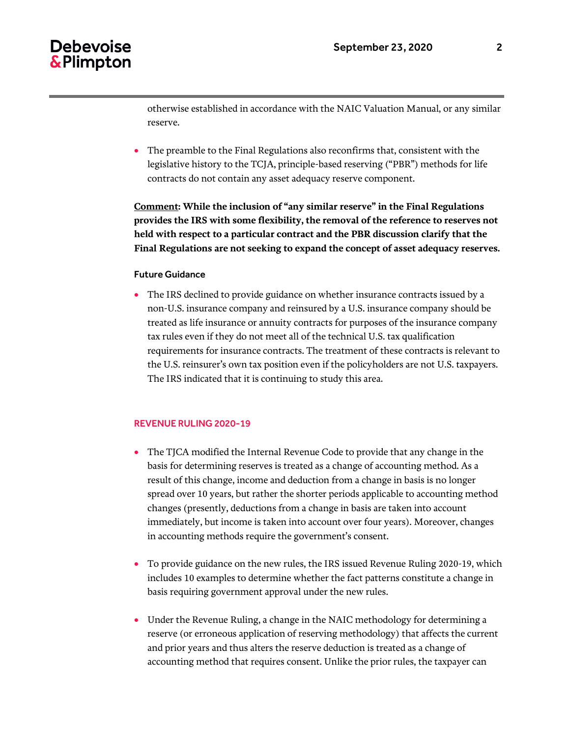otherwise established in accordance with the NAIC Valuation Manual, or any similar reserve.

- The preamble to the Final Regulations also reconfirms that, consistent with the legislative history to the TCJA, principle-based reserving ("PBR") methods for life contracts do not contain any asset adequacy reserve component.

**Comment: While the inclusion of "any similar reserve" in the Final Regulations provides the IRS with some flexibility, the removal of the reference to reserves not held with respect to a particular contract and the PBR discussion clarify that the Final Regulations are not seeking to expand the concept of asset adequacy reserves.**

### Future Guidance

- The IRS declined to provide guidance on whether insurance contracts issued by a non-U.S. insurance company and reinsured by a U.S. insurance company should be treated as life insurance or annuity contracts for purposes of the insurance company tax rules even if they do not meet all of the technical U.S. tax qualification requirements for insurance contracts. The treatment of these contracts is relevant to the U.S. reinsurer's own tax position even if the policyholders are not U.S. taxpayers. The IRS indicated that it is continuing to study this area.

## REVENUE RULING 2020-19

- The TJCA modified the Internal Revenue Code to provide that any change in the basis for determining reserves is treated as a change of accounting method. As a result of this change, income and deduction from a change in basis is no longer spread over 10 years, but rather the shorter periods applicable to accounting method changes (presently, deductions from a change in basis are taken into account immediately, but income is taken into account over four years). Moreover, changes in accounting methods require the government's consent.

- To provide guidance on the new rules, the IRS issued Revenue Ruling 2020-19, which includes 10 examples to determine whether the fact patterns constitute a change in basis requiring government approval under the new rules.

- Under the Revenue Ruling, a change in the NAIC methodology for determining a reserve (or erroneous application of reserving methodology) that affects the current and prior years and thus alters the reserve deduction is treated as a change of accounting method that requires consent. Unlike the prior rules, the taxpayer can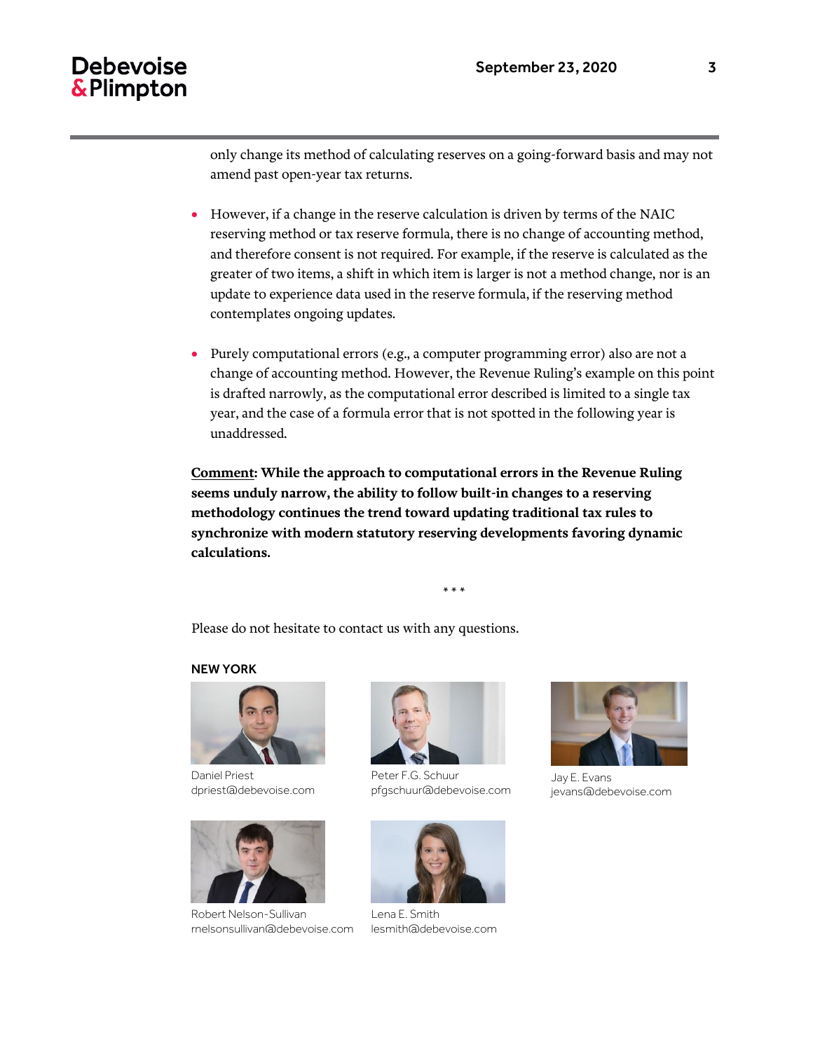only change its method of calculating reserves on a going-forward basis and may not amend past open-year tax returns.

- However, if a change in the reserve calculation is driven by terms of the NAIC reserving method or tax reserve formula, there is no change of accounting method, and therefore consent is not required. For example, if the reserve is calculated as the greater of two items, a shift in which item is larger is not a method change, nor is an update to experience data used in the reserve formula, if the reserving method contemplates ongoing updates.

- Purely computational errors (e.g., a computer programming error) also are not a change of accounting method. However, the Revenue Ruling's example on this point is drafted narrowly, as the computational error described is limited to a single tax year, and the case of a formula error that is not spotted in the following year is unaddressed.

**Comment: While the approach to computational errors in the Revenue Ruling seems unduly narrow, the ability to follow built-in changes to a reserving methodology continues the trend toward updating traditional tax rules to synchronize with modern statutory reserving developments favoring dynamic calculations.**

\* \* \*

Please do not hesitate to contact us with any questions.

**NEW YORK**

Daniel Priest
dpriest@debevoise.com

Peter F.G. Schuur
pfgschuur@debevoise.com

Jay E. Evans
jevans@debevoise.com

Robert Nelson-Sullivan
rnelsonsullivan@debevoise.com

Lena E. Smith
lesmith@debevoise.com